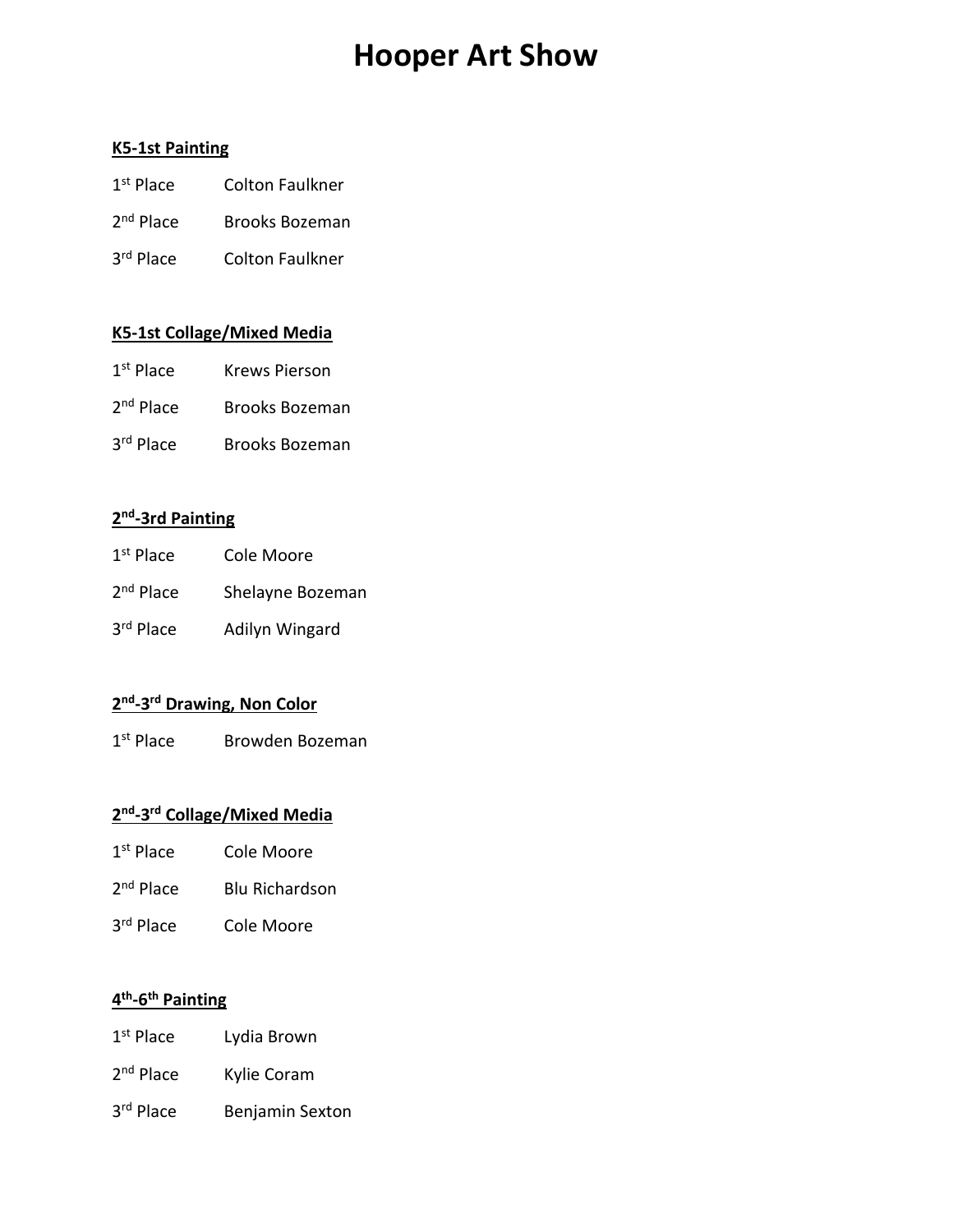# Hooper Art Show

**K5-1st Painting**

1st Place Colton Faulkner

2nd Place Brooks Bozeman

3rd Place Colton Faulkner

**K5-1st Collage/Mixed Media**

1st Place Krews Pierson

2nd Place Brooks Bozeman

3rd Place Brooks Bozeman

**2nd-3rd Painting**

1st Place Cole Moore

2nd Place Shelayne Bozeman

3rd Place Adilyn Wingard

**2nd-3rd Drawing, Non Color**

1st Place Browden Bozeman

**2nd-3rd Collage/Mixed Media**

1st Place Cole Moore

2nd Place Blu Richardson

3rd Place Cole Moore

**4th-6th Painting**

1st Place Lydia Brown

2nd Place Kylie Coram

3rd Place Benjamin Sexton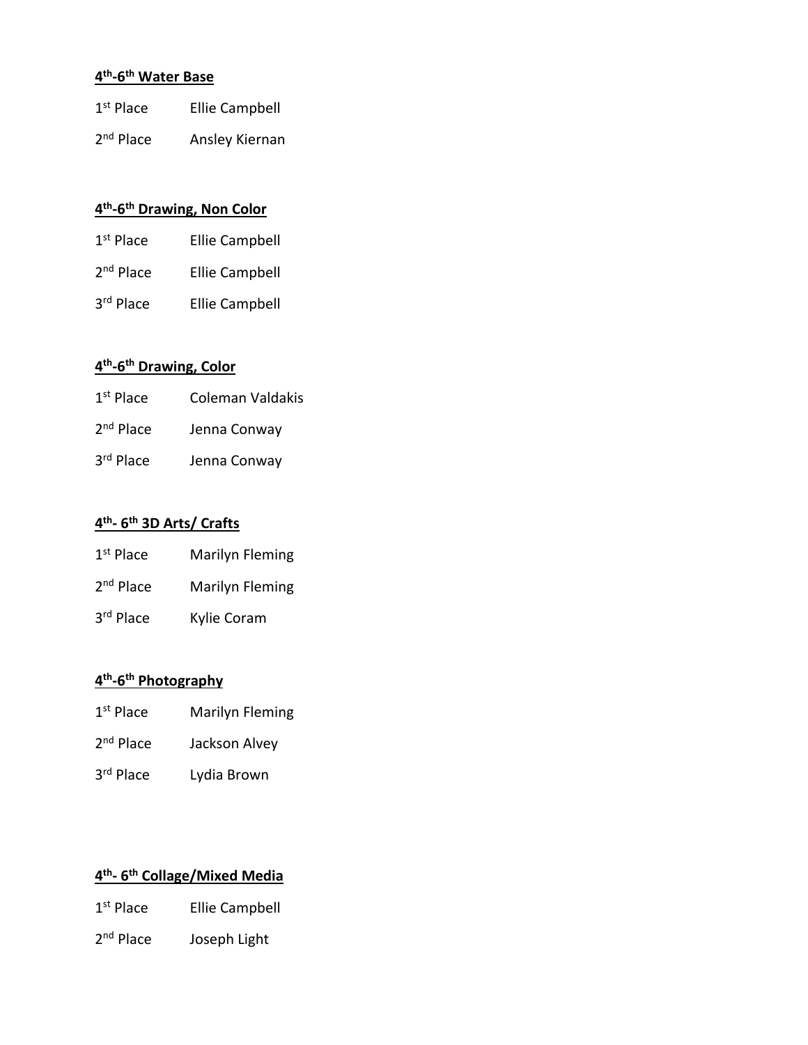**4th-6th Water Base**

1st Place Ellie Campbell

2nd Place Ansley Kiernan

**4th-6th Drawing, Non Color**

1st Place Ellie Campbell

2nd Place Ellie Campbell

3rd Place Ellie Campbell

**4th-6th Drawing, Color**

1st Place Coleman Valdakis

2nd Place Jenna Conway

3rd Place Jenna Conway

**4th- 6th 3D Arts/ Crafts**

1st Place Marilyn Fleming

2nd Place Marilyn Fleming

3rd Place Kylie Coram

**4th-6th Photography**

1st Place Marilyn Fleming

2nd Place Jackson Alvey

3rd Place Lydia Brown

**4th- 6th Collage/Mixed Media**

1st Place Ellie Campbell

2nd Place Joseph Light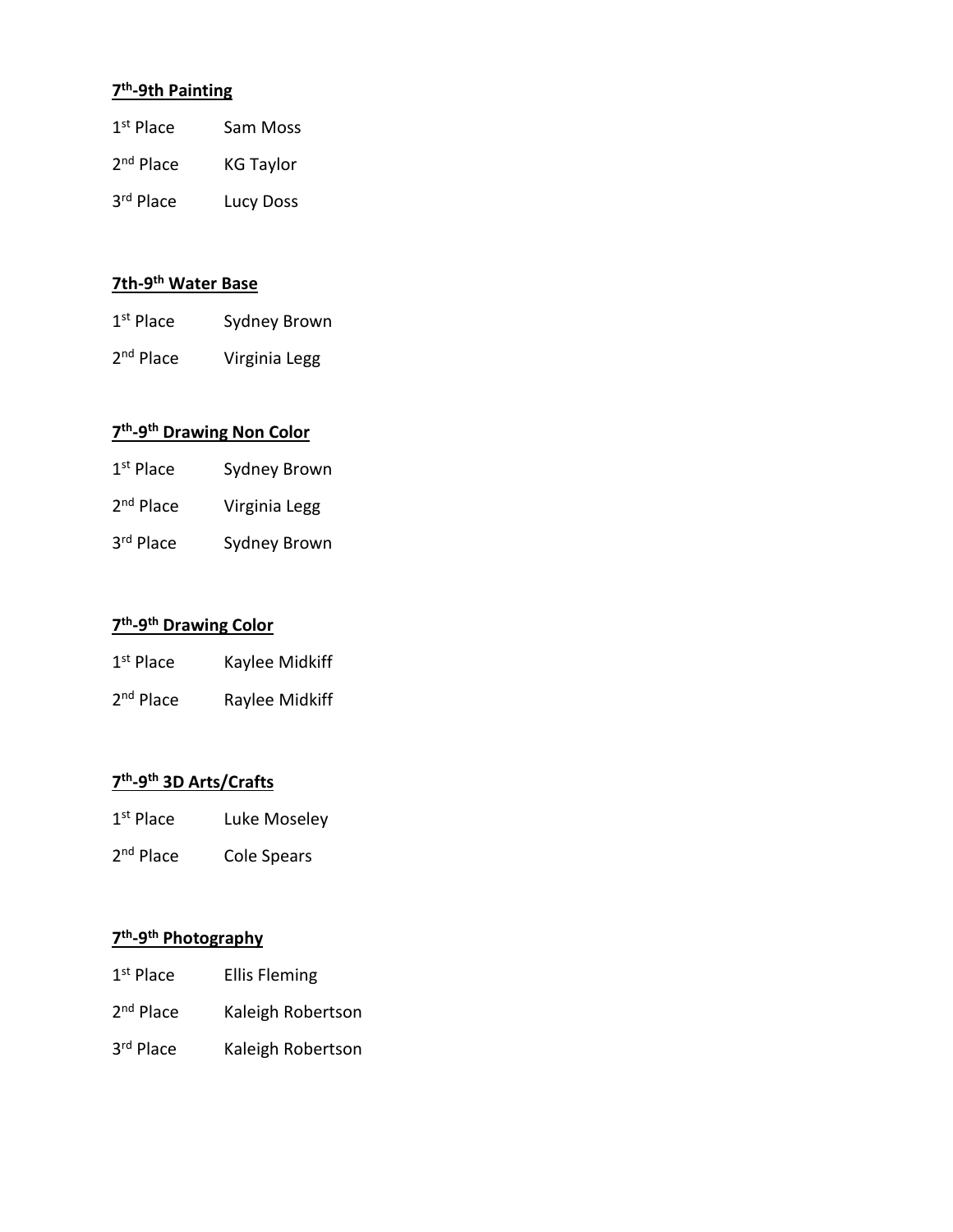**7th-9th Painting**

1st Place Sam Moss

2nd Place KG Taylor

3rd Place Lucy Doss

**7th-9th Water Base**

1st Place Sydney Brown

2nd Place Virginia Legg

**7th-9th Drawing Non Color**

1st Place Sydney Brown

2nd Place Virginia Legg

3rd Place Sydney Brown

**7th-9th Drawing Color**

1st Place Kaylee Midkiff

2nd Place Raylee Midkiff

**7th-9th 3D Arts/Crafts**

1st Place Luke Moseley

2nd Place Cole Spears

**7th-9th Photography**

1st Place Ellis Fleming

2nd Place Kaleigh Robertson

3rd Place Kaleigh Robertson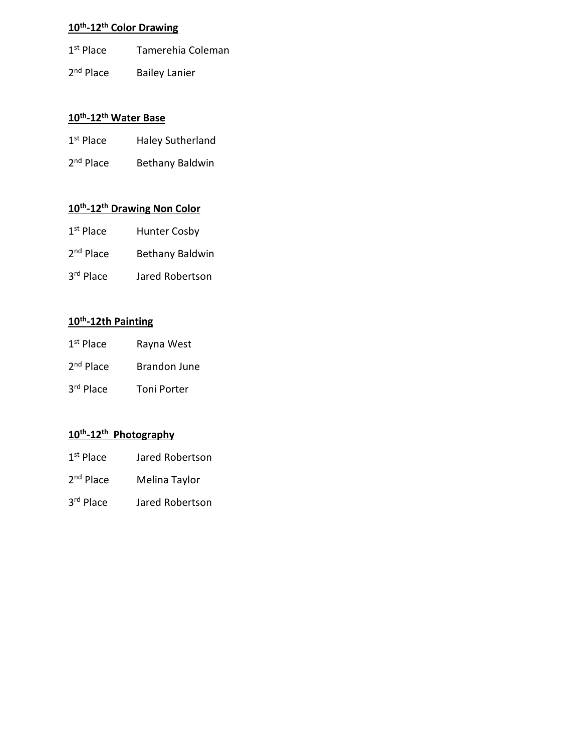**10th-12th Color Drawing**

1st Place Tamerehia Coleman

2nd Place Bailey Lanier

**10th-12th Water Base**

1st Place Haley Sutherland

2nd Place Bethany Baldwin

**10th-12th Drawing Non Color**

1st Place Hunter Cosby

2nd Place Bethany Baldwin

3rd Place Jared Robertson

**10th-12th Painting**

1st Place Rayna West

2nd Place Brandon June

3rd Place Toni Porter

**10th-12th Photography**

1st Place Jared Robertson

2nd Place Melina Taylor

3rd Place Jared Robertson